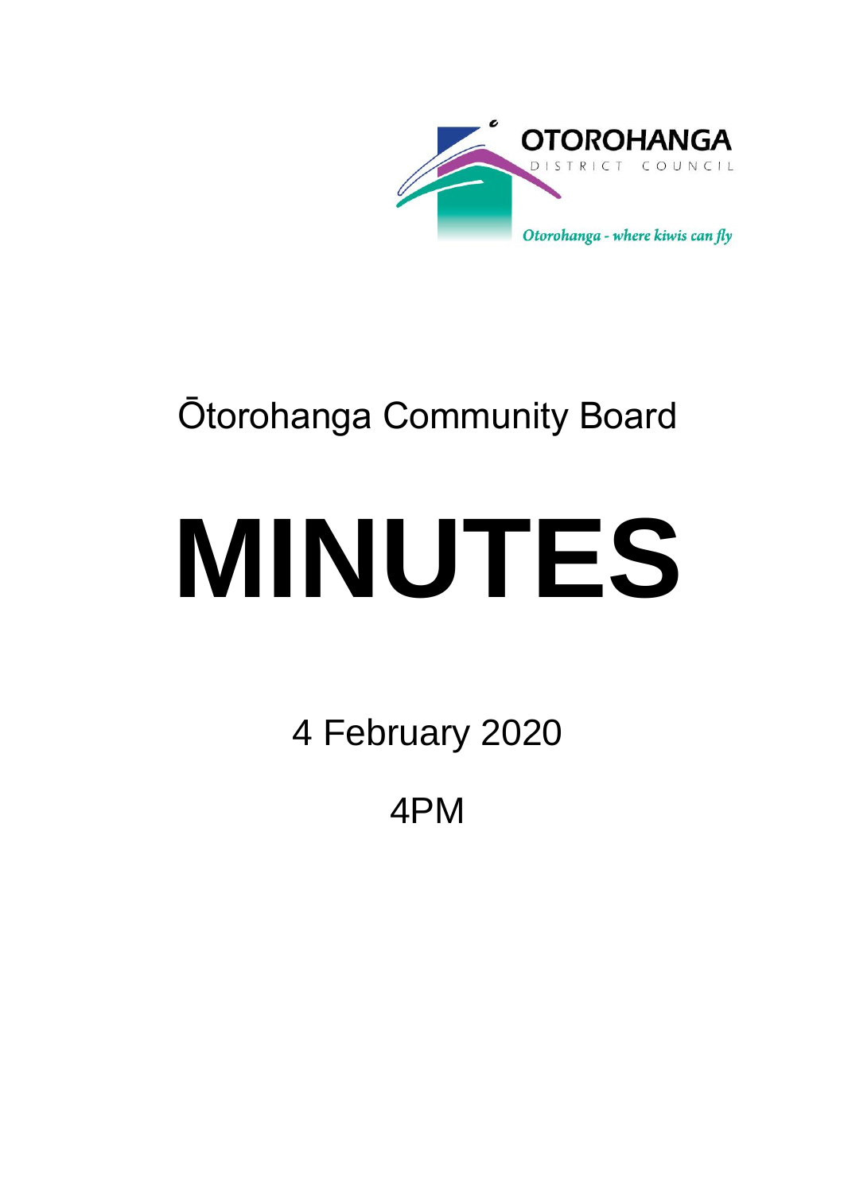OTOROHANGA
DISTRICT COUNCIL

*Otorohanga - where kiwis can fly*

# Ōtorohanga Community Board

# MINUTES

4 February 2020

4PM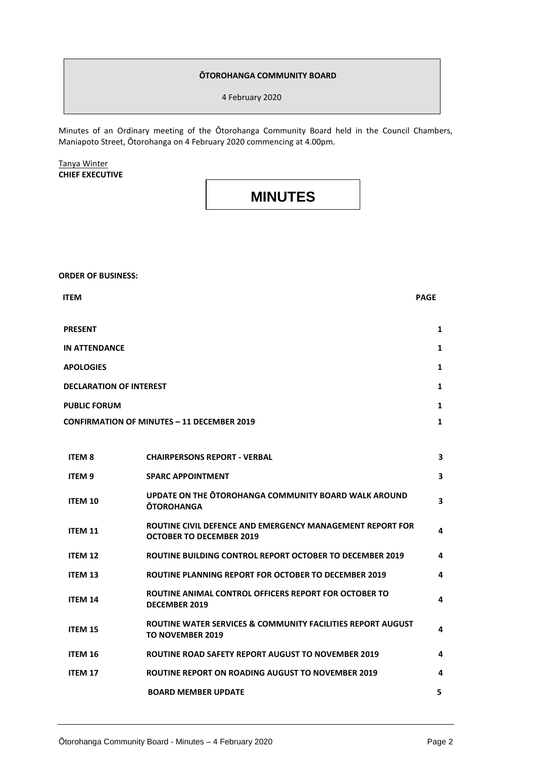**ŌTOROHANGA COMMUNITY BOARD**

4 February 2020

Minutes of an Ordinary meeting of the Ōtorohanga Community Board held in the Council Chambers, Maniapoto Street, Ōtorohanga on 4 February 2020 commencing at 4.00pm.

Tanya Winter
**CHIEF EXECUTIVE**

# MINUTES

**ORDER OF BUSINESS:**

| ITEM | | PAGE |
|---|---|---|
| **PRESENT** | | **1** |
| **IN ATTENDANCE** | | **1** |
| **APOLOGIES** | | **1** |
| **DECLARATION OF INTEREST** | | **1** |
| **PUBLIC FORUM** | | **1** |
| **CONFIRMATION OF MINUTES – 11 DECEMBER 2019** | | **1** |
| **ITEM 8** | **CHAIRPERSONS REPORT - VERBAL** | **3** |
| **ITEM 9** | **SPARC APPOINTMENT** | **3** |
| **ITEM 10** | **UPDATE ON THE ŌTOROHANGA COMMUNITY BOARD WALK AROUND ŌTOROHANGA** | **3** |
| **ITEM 11** | **ROUTINE CIVIL DEFENCE AND EMERGENCY MANAGEMENT REPORT FOR OCTOBER TO DECEMBER 2019** | **4** |
| **ITEM 12** | **ROUTINE BUILDING CONTROL REPORT OCTOBER TO DECEMBER 2019** | **4** |
| **ITEM 13** | **ROUTINE PLANNING REPORT FOR OCTOBER TO DECEMBER 2019** | **4** |
| **ITEM 14** | **ROUTINE ANIMAL CONTROL OFFICERS REPORT FOR OCTOBER TO DECEMBER 2019** | **4** |
| **ITEM 15** | **ROUTINE WATER SERVICES & COMMUNITY FACILITIES REPORT AUGUST TO NOVEMBER 2019** | **4** |
| **ITEM 16** | **ROUTINE ROAD SAFETY REPORT AUGUST TO NOVEMBER 2019** | **4** |
| **ITEM 17** | **ROUTINE REPORT ON ROADING AUGUST TO NOVEMBER 2019** | **4** |
| | **BOARD MEMBER UPDATE** | **5** |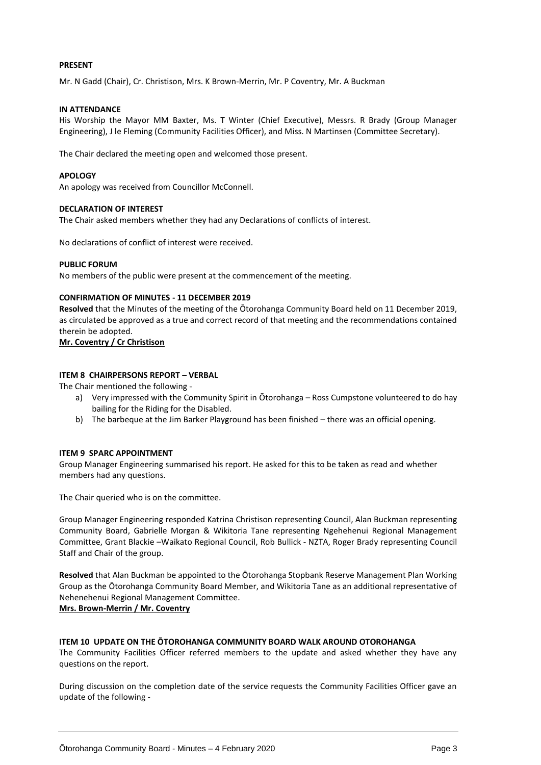**PRESENT**

Mr. N Gadd (Chair), Cr. Christison, Mrs. K Brown-Merrin, Mr. P Coventry, Mr. A Buckman

**IN ATTENDANCE**

His Worship the Mayor MM Baxter, Ms. T Winter (Chief Executive), Messrs. R Brady (Group Manager Engineering), J le Fleming (Community Facilities Officer), and Miss. N Martinsen (Committee Secretary).

The Chair declared the meeting open and welcomed those present.

**APOLOGY**

An apology was received from Councillor McConnell.

**DECLARATION OF INTEREST**

The Chair asked members whether they had any Declarations of conflicts of interest.

No declarations of conflict of interest were received.

**PUBLIC FORUM**

No members of the public were present at the commencement of the meeting.

**CONFIRMATION OF MINUTES - 11 DECEMBER 2019**

**Resolved** that the Minutes of the meeting of the Ōtorohanga Community Board held on 11 December 2019, as circulated be approved as a true and correct record of that meeting and the recommendations contained therein be adopted.

**Mr. Coventry / Cr Christison**

**ITEM 8 CHAIRPERSONS REPORT – VERBAL**

The Chair mentioned the following -

a) Very impressed with the Community Spirit in Ōtorohanga – Ross Cumpstone volunteered to do hay bailing for the Riding for the Disabled.
b) The barbeque at the Jim Barker Playground has been finished – there was an official opening.

**ITEM 9 SPARC APPOINTMENT**

Group Manager Engineering summarised his report. He asked for this to be taken as read and whether members had any questions.

The Chair queried who is on the committee.

Group Manager Engineering responded Katrina Christison representing Council, Alan Buckman representing Community Board, Gabrielle Morgan & Wikitoria Tane representing Ngehehenui Regional Management Committee, Grant Blackie –Waikato Regional Council, Rob Bullick - NZTA, Roger Brady representing Council Staff and Chair of the group.

**Resolved** that Alan Buckman be appointed to the Ōtorohanga Stopbank Reserve Management Plan Working Group as the Ōtorohanga Community Board Member, and Wikitoria Tane as an additional representative of Nehenehenui Regional Management Committee.

**Mrs. Brown-Merrin / Mr. Coventry**

**ITEM 10 UPDATE ON THE ŌTOROHANGA COMMUNITY BOARD WALK AROUND OTOROHANGA**

The Community Facilities Officer referred members to the update and asked whether they have any questions on the report.

During discussion on the completion date of the service requests the Community Facilities Officer gave an update of the following -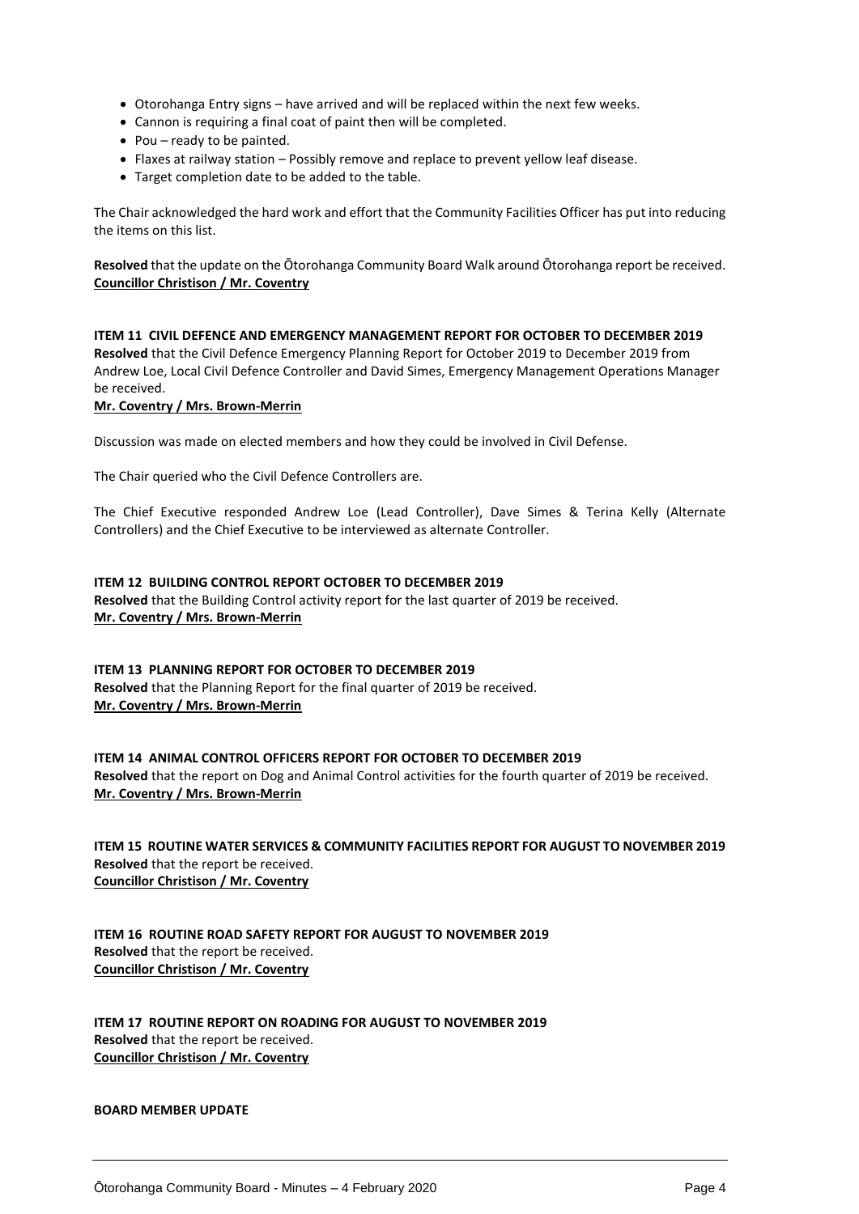- Otorohanga Entry signs – have arrived and will be replaced within the next few weeks.
- Cannon is requiring a final coat of paint then will be completed.
- Pou – ready to be painted.
- Flaxes at railway station – Possibly remove and replace to prevent yellow leaf disease.
- Target completion date to be added to the table.

The Chair acknowledged the hard work and effort that the Community Facilities Officer has put into reducing the items on this list.

**Resolved** that the update on the Ōtorohanga Community Board Walk around Ōtorohanga report be received.
**Councillor Christison / Mr. Coventry**

**ITEM 11 CIVIL DEFENCE AND EMERGENCY MANAGEMENT REPORT FOR OCTOBER TO DECEMBER 2019**
**Resolved** that the Civil Defence Emergency Planning Report for October 2019 to December 2019 from Andrew Loe, Local Civil Defence Controller and David Simes, Emergency Management Operations Manager be received.
**Mr. Coventry / Mrs. Brown-Merrin**

Discussion was made on elected members and how they could be involved in Civil Defense.

The Chair queried who the Civil Defence Controllers are.

The Chief Executive responded Andrew Loe (Lead Controller), Dave Simes & Terina Kelly (Alternate Controllers) and the Chief Executive to be interviewed as alternate Controller.

**ITEM 12 BUILDING CONTROL REPORT OCTOBER TO DECEMBER 2019**
**Resolved** that the Building Control activity report for the last quarter of 2019 be received.
**Mr. Coventry / Mrs. Brown-Merrin**

**ITEM 13 PLANNING REPORT FOR OCTOBER TO DECEMBER 2019**
**Resolved** that the Planning Report for the final quarter of 2019 be received.
**Mr. Coventry / Mrs. Brown-Merrin**

**ITEM 14 ANIMAL CONTROL OFFICERS REPORT FOR OCTOBER TO DECEMBER 2019**
**Resolved** that the report on Dog and Animal Control activities for the fourth quarter of 2019 be received.
**Mr. Coventry / Mrs. Brown-Merrin**

**ITEM 15 ROUTINE WATER SERVICES & COMMUNITY FACILITIES REPORT FOR AUGUST TO NOVEMBER 2019**
**Resolved** that the report be received.
**Councillor Christison / Mr. Coventry**

**ITEM 16 ROUTINE ROAD SAFETY REPORT FOR AUGUST TO NOVEMBER 2019**
**Resolved** that the report be received.
**Councillor Christison / Mr. Coventry**

**ITEM 17 ROUTINE REPORT ON ROADING FOR AUGUST TO NOVEMBER 2019**
**Resolved** that the report be received.
**Councillor Christison / Mr. Coventry**

**BOARD MEMBER UPDATE**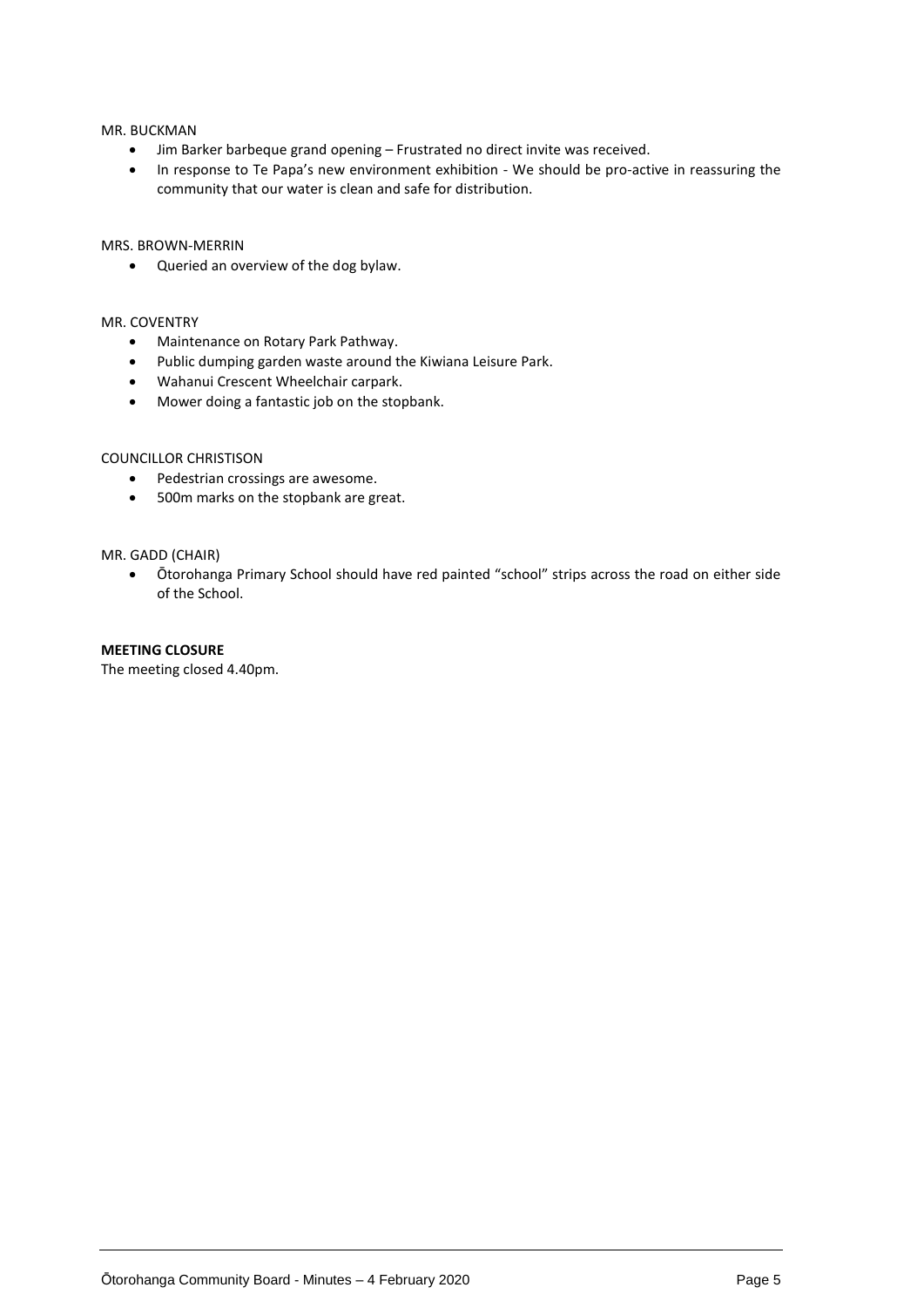MR. BUCKMAN

- Jim Barker barbeque grand opening – Frustrated no direct invite was received.
- In response to Te Papa's new environment exhibition - We should be pro-active in reassuring the community that our water is clean and safe for distribution.

MRS. BROWN-MERRIN

- Queried an overview of the dog bylaw.

MR. COVENTRY

- Maintenance on Rotary Park Pathway.
- Public dumping garden waste around the Kiwiana Leisure Park.
- Wahanui Crescent Wheelchair carpark.
- Mower doing a fantastic job on the stopbank.

COUNCILLOR CHRISTISON

- Pedestrian crossings are awesome.
- 500m marks on the stopbank are great.

MR. GADD (CHAIR)

- Ōtorohanga Primary School should have red painted "school" strips across the road on either side of the School.

**MEETING CLOSURE**

The meeting closed 4.40pm.